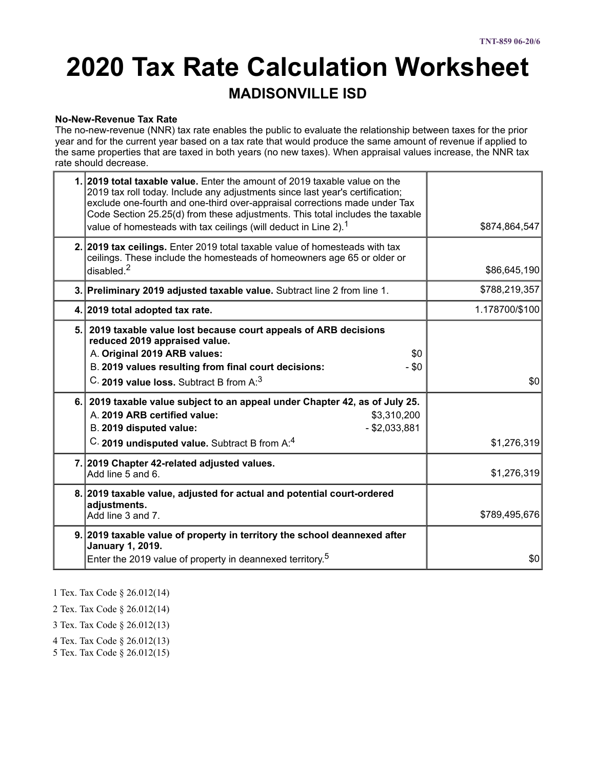# 2020 Tax Rate Calculation Worksheet

## MADISONVILLE ISD

**No-New-Revenue Tax Rate**

The no-new-revenue (NNR) tax rate enables the public to evaluate the relationship between taxes for the prior year and for the current year based on a tax rate that would produce the same amount of revenue if applied to the same properties that are taxed in both years (no new taxes). When appraisal values increase, the NNR tax rate should decrease.

| | | |
|---|---|---|
| 1. | **2019 total taxable value.** Enter the amount of 2019 taxable value on the 2019 tax roll today. Include any adjustments since last year's certification; exclude one-fourth and one-third over-appraisal corrections made under Tax Code Section 25.25(d) from these adjustments. This total includes the taxable value of homesteads with tax ceilings (will deduct in Line 2).[1] | $874,864,547 |
| 2. | **2019 tax ceilings.** Enter 2019 total taxable value of homesteads with tax ceilings. These include the homesteads of homeowners age 65 or older or disabled.[2] | $86,645,190 |
| 3. | **Preliminary 2019 adjusted taxable value.** Subtract line 2 from line 1. | $788,219,357 |
| 4. | **2019 total adopted tax rate.** | 1.178700/$100 |
| 5. | **2019 taxable value lost because court appeals of ARB decisions reduced 2019 appraised value.**<br>A. **Original 2019 ARB values:** $0<br>B. **2019 values resulting from final court decisions:** - $0<br>C. **2019 value loss.** Subtract B from A:[3] | $0 |
| 6. | **2019 taxable value subject to an appeal under Chapter 42, as of July 25.**<br>A. **2019 ARB certified value:** $3,310,200<br>B. **2019 disputed value:** - $2,033,881<br>C. **2019 undisputed value.** Subtract B from A:[4] | $1,276,319 |
| 7. | **2019 Chapter 42-related adjusted values.**<br>Add line 5 and 6. | $1,276,319 |
| 8. | **2019 taxable value, adjusted for actual and potential court-ordered adjustments.**<br>Add line 3 and 7. | $789,495,676 |
| 9. | **2019 taxable value of property in territory the school deannexed after January 1, 2019.**<br>Enter the 2019 value of property in deannexed territory.[5] | $0 |

1 Tex. Tax Code § 26.012(14)

2 Tex. Tax Code § 26.012(14)

3 Tex. Tax Code § 26.012(13)

4 Tex. Tax Code § 26.012(13)

5 Tex. Tax Code § 26.012(15)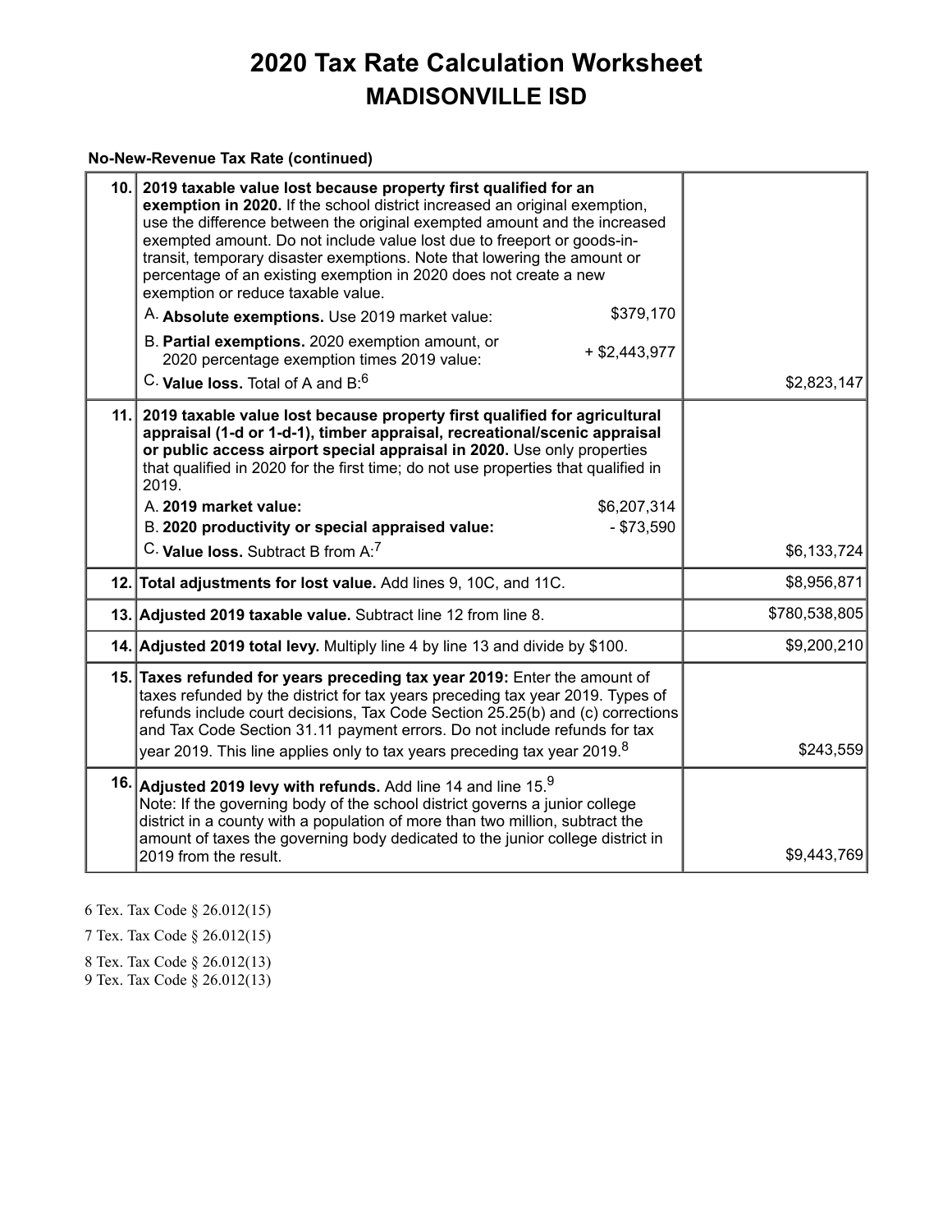# 2020 Tax Rate Calculation Worksheet
## MADISONVILLE ISD

**No-New-Revenue Tax Rate (continued)**

| Line | Description | Amount |
|---|---|---|
| 10. | **2019 taxable value lost because property first qualified for an exemption in 2020.** If the school district increased an original exemption, use the difference between the original exempted amount and the increased exempted amount. Do not include value lost due to freeport or goods-in-transit, temporary disaster exemptions. Note that lowering the amount or percentage of an existing exemption in 2020 does not create a new exemption or reduce taxable value.<br>A. **Absolute exemptions.** Use 2019 market value: $379,170<br>B. **Partial exemptions.** 2020 exemption amount, or 2020 percentage exemption times 2019 value: + $2,443,977<br>C. **Value loss.** Total of A and B:[6] | $2,823,147 |
| 11. | **2019 taxable value lost because property first qualified for agricultural appraisal (1-d or 1-d-1), timber appraisal, recreational/scenic appraisal or public access airport special appraisal in 2020.** Use only properties that qualified in 2020 for the first time; do not use properties that qualified in 2019.<br>A. **2019 market value:** $6,207,314<br>B. **2020 productivity or special appraised value:** - $73,590<br>C. **Value loss.** Subtract B from A:[7] | $6,133,724 |
| 12. | **Total adjustments for lost value.** Add lines 9, 10C, and 11C. | $8,956,871 |
| 13. | **Adjusted 2019 taxable value.** Subtract line 12 from line 8. | $780,538,805 |
| 14. | **Adjusted 2019 total levy.** Multiply line 4 by line 13 and divide by $100. | $9,200,210 |
| 15. | **Taxes refunded for years preceding tax year 2019:** Enter the amount of taxes refunded by the district for tax years preceding tax year 2019. Types of refunds include court decisions, Tax Code Section 25.25(b) and (c) corrections and Tax Code Section 31.11 payment errors. Do not include refunds for tax year 2019. This line applies only to tax years preceding tax year 2019.[8] | $243,559 |
| 16. | **Adjusted 2019 levy with refunds.** Add line 14 and line 15.[9]<br>Note: If the governing body of the school district governs a junior college district in a county with a population of more than two million, subtract the amount of taxes the governing body dedicated to the junior college district in 2019 from the result. | $9,443,769 |

6 Tex. Tax Code § 26.012(15)

7 Tex. Tax Code § 26.012(15)

8 Tex. Tax Code § 26.012(13)

9 Tex. Tax Code § 26.012(13)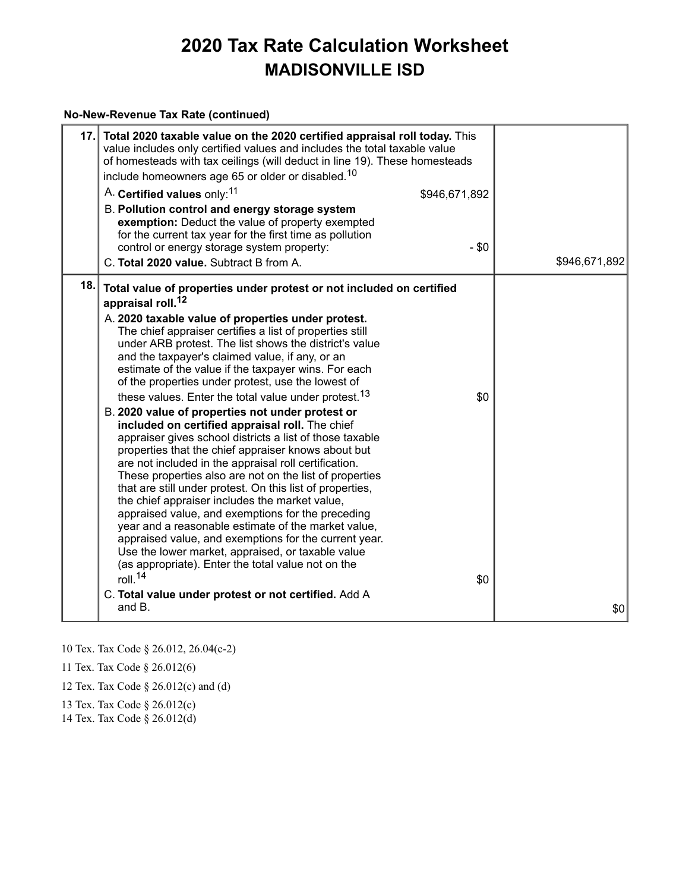# 2020 Tax Rate Calculation Worksheet
## MADISONVILLE ISD

**No-New-Revenue Tax Rate (continued)**

| | | |
|---|---|---|
| **17.** | **Total 2020 taxable value on the 2020 certified appraisal roll today.** This value includes only certified values and includes the total taxable value of homesteads with tax ceilings (will deduct in line 19). These homesteads include homeowners age 65 or older or disabled.[10]<br><br>A. **Certified values** only:[11] $946,671,892<br><br>B. **Pollution control and energy storage system exemption:** Deduct the value of property exempted for the current tax year for the first time as pollution control or energy storage system property: - $0<br><br>C. **Total 2020 value.** Subtract B from A. | $946,671,892 |
| **18.** | **Total value of properties under protest or not included on certified appraisal roll.**[12]<br><br>A. **2020 taxable value of properties under protest.** The chief appraiser certifies a list of properties still under ARB protest. The list shows the district's value and the taxpayer's claimed value, if any, or an estimate of the value if the taxpayer wins. For each of the properties under protest, use the lowest of these values. Enter the total value under protest.[13] $0<br><br>B. **2020 value of properties not under protest or included on certified appraisal roll.** The chief appraiser gives school districts a list of those taxable properties that the chief appraiser knows about but are not included in the appraisal roll certification. These properties also are not on the list of properties that are still under protest. On this list of properties, the chief appraiser includes the market value, appraised value, and exemptions for the preceding year and a reasonable estimate of the market value, appraised value, and exemptions for the current year. Use the lower market, appraised, or taxable value (as appropriate). Enter the total value not on the roll.[14] $0<br><br>C. **Total value under protest or not certified.** Add A and B. | $0 |

10 Tex. Tax Code § 26.012, 26.04(c-2)

11 Tex. Tax Code § 26.012(6)

12 Tex. Tax Code § 26.012(c) and (d)

13 Tex. Tax Code § 26.012(c)

14 Tex. Tax Code § 26.012(d)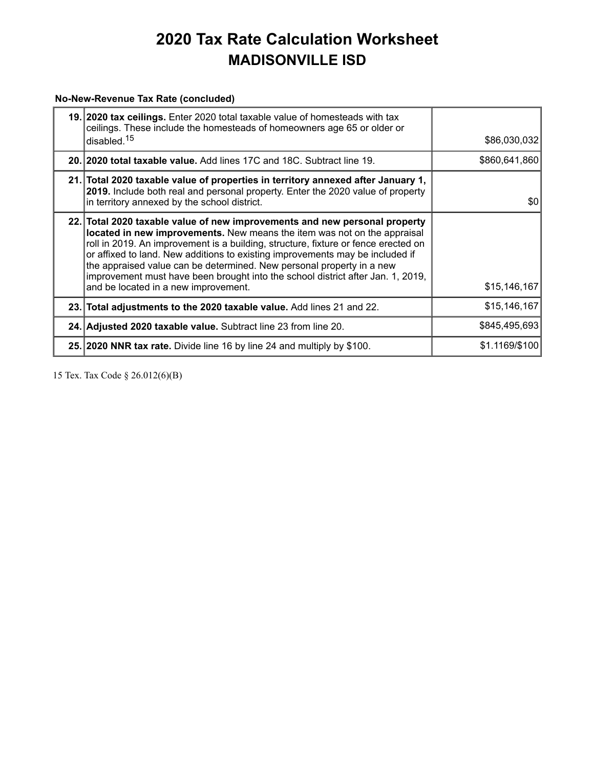# 2020 Tax Rate Calculation Worksheet
## MADISONVILLE ISD

**No-New-Revenue Tax Rate (concluded)**

| Line | Description | Amount |
|---|---|---|
| 19. | **2020 tax ceilings.** Enter 2020 total taxable value of homesteads with tax ceilings. These include the homesteads of homeowners age 65 or older or disabled.[15] | $86,030,032 |
| 20. | **2020 total taxable value.** Add lines 17C and 18C. Subtract line 19. | $860,641,860 |
| 21. | **Total 2020 taxable value of properties in territory annexed after January 1, 2019.** Include both real and personal property. Enter the 2020 value of property in territory annexed by the school district. | $0 |
| 22. | **Total 2020 taxable value of new improvements and new personal property located in new improvements.** New means the item was not on the appraisal roll in 2019. An improvement is a building, structure, fixture or fence erected on or affixed to land. New additions to existing improvements may be included if the appraised value can be determined. New personal property in a new improvement must have been brought into the school district after Jan. 1, 2019, and be located in a new improvement. | $15,146,167 |
| 23. | **Total adjustments to the 2020 taxable value.** Add lines 21 and 22. | $15,146,167 |
| 24. | **Adjusted 2020 taxable value.** Subtract line 23 from line 20. | $845,495,693 |
| 25. | **2020 NNR tax rate.** Divide line 16 by line 24 and multiply by $100. | $1.1169/$100 |

15 Tex. Tax Code § 26.012(6)(B)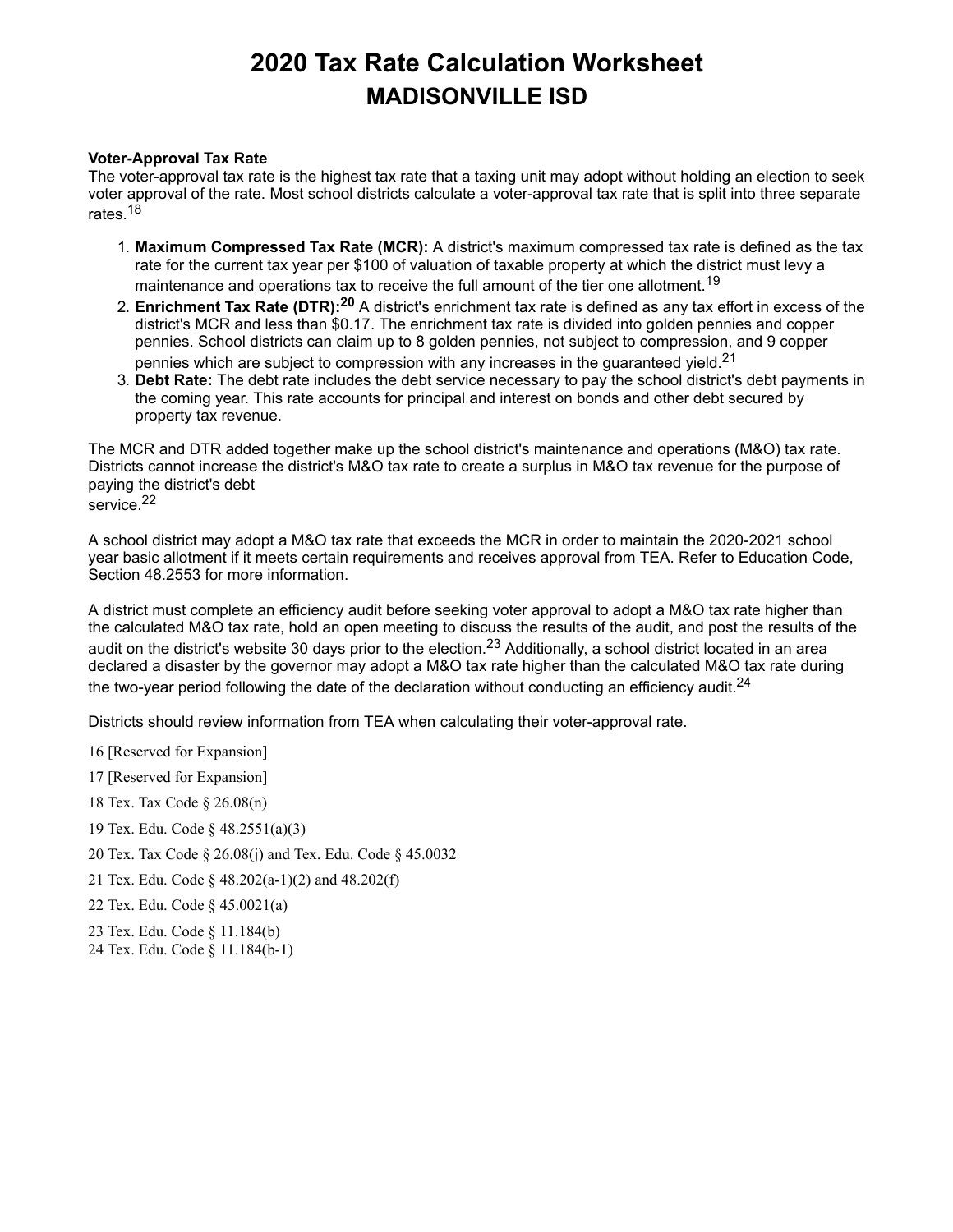# 2020 Tax Rate Calculation Worksheet
## MADISONVILLE ISD

**Voter-Approval Tax Rate**
The voter-approval tax rate is the highest tax rate that a taxing unit may adopt without holding an election to seek voter approval of the rate. Most school districts calculate a voter-approval tax rate that is split into three separate rates.[18]

1. **Maximum Compressed Tax Rate (MCR):** A district's maximum compressed tax rate is defined as the tax rate for the current tax year per $100 of valuation of taxable property at which the district must levy a maintenance and operations tax to receive the full amount of the tier one allotment.[19]
2. **Enrichment Tax Rate (DTR):[20]** A district's enrichment tax rate is defined as any tax effort in excess of the district's MCR and less than $0.17. The enrichment tax rate is divided into golden pennies and copper pennies. School districts can claim up to 8 golden pennies, not subject to compression, and 9 copper pennies which are subject to compression with any increases in the guaranteed yield.[21]
3. **Debt Rate:** The debt rate includes the debt service necessary to pay the school district's debt payments in the coming year. This rate accounts for principal and interest on bonds and other debt secured by property tax revenue.

The MCR and DTR added together make up the school district's maintenance and operations (M&O) tax rate. Districts cannot increase the district's M&O tax rate to create a surplus in M&O tax revenue for the purpose of paying the district's debt service.[22]

A school district may adopt a M&O tax rate that exceeds the MCR in order to maintain the 2020-2021 school year basic allotment if it meets certain requirements and receives approval from TEA. Refer to Education Code, Section 48.2553 for more information.

A district must complete an efficiency audit before seeking voter approval to adopt a M&O tax rate higher than the calculated M&O tax rate, hold an open meeting to discuss the results of the audit, and post the results of the audit on the district's website 30 days prior to the election.[23] Additionally, a school district located in an area declared a disaster by the governor may adopt a M&O tax rate higher than the calculated M&O tax rate during the two-year period following the date of the declaration without conducting an efficiency audit.[24]

Districts should review information from TEA when calculating their voter-approval rate.

16 [Reserved for Expansion]

17 [Reserved for Expansion]

18 Tex. Tax Code § 26.08(n)

19 Tex. Edu. Code § 48.2551(a)(3)

20 Tex. Tax Code § 26.08(j) and Tex. Edu. Code § 45.0032

21 Tex. Edu. Code § 48.202(a-1)(2) and 48.202(f)

22 Tex. Edu. Code § 45.0021(a)

23 Tex. Edu. Code § 11.184(b)

24 Tex. Edu. Code § 11.184(b-1)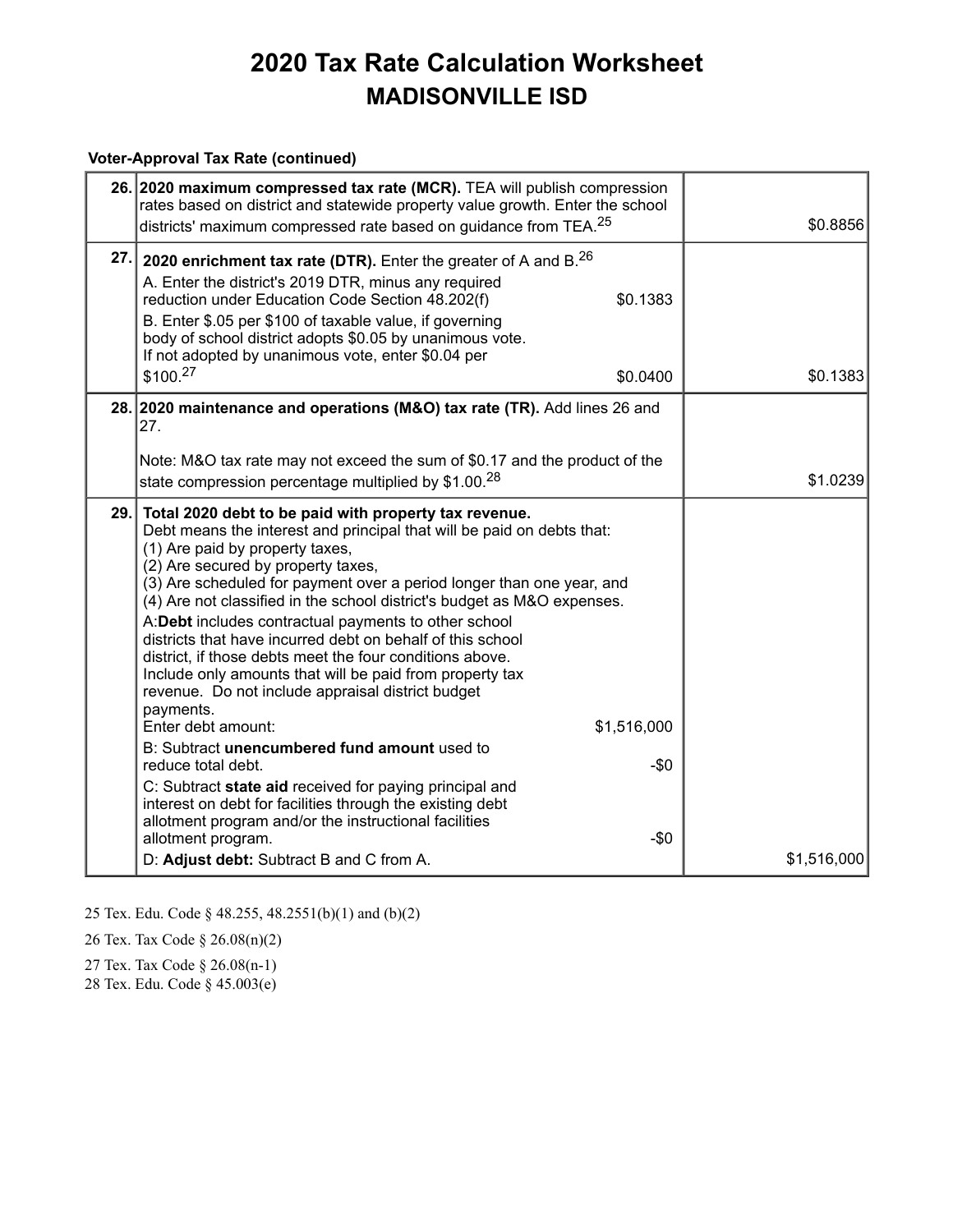# 2020 Tax Rate Calculation Worksheet
## MADISONVILLE ISD

**Voter-Approval Tax Rate (continued)**

| Line | Description | Amount |
|---|---|---|
| 26. | **2020 maximum compressed tax rate (MCR).** TEA will publish compression rates based on district and statewide property value growth. Enter the school districts' maximum compressed rate based on guidance from TEA.[25] | $0.8856 |
| 27. | **2020 enrichment tax rate (DTR).** Enter the greater of A and B.[26]<br>A. Enter the district's 2019 DTR, minus any required reduction under Education Code Section 48.202(f) — $0.1383<br>B. Enter $.05 per $100 of taxable value, if governing body of school district adopts $0.05 by unanimous vote. If not adopted by unanimous vote, enter $0.04 per $100.[27] — $0.0400 | $0.1383 |
| 28. | **2020 maintenance and operations (M&O) tax rate (TR).** Add lines 26 and 27.<br><br>Note: M&O tax rate may not exceed the sum of $0.17 and the product of the state compression percentage multiplied by $1.00.[28] | $1.0239 |
| 29. | **Total 2020 debt to be paid with property tax revenue.**<br>Debt means the interest and principal that will be paid on debts that:<br>(1) Are paid by property taxes,<br>(2) Are secured by property taxes,<br>(3) Are scheduled for payment over a period longer than one year, and<br>(4) Are not classified in the school district's budget as M&O expenses.<br>A: **Debt** includes contractual payments to other school districts that have incurred debt on behalf of this school district, if those debts meet the four conditions above. Include only amounts that will be paid from property tax revenue. Do not include appraisal district budget payments.<br>Enter debt amount: — $1,516,000<br>B: Subtract **unencumbered fund amount** used to reduce total debt. — -$0<br>C: Subtract **state aid** received for paying principal and interest on debt for facilities through the existing debt allotment program and/or the instructional facilities allotment program. — -$0<br>D: **Adjust debt:** Subtract B and C from A. | $1,516,000 |

25 Tex. Edu. Code § 48.255, 48.2551(b)(1) and (b)(2)

26 Tex. Tax Code § 26.08(n)(2)

27 Tex. Tax Code § 26.08(n-1)

28 Tex. Edu. Code § 45.003(e)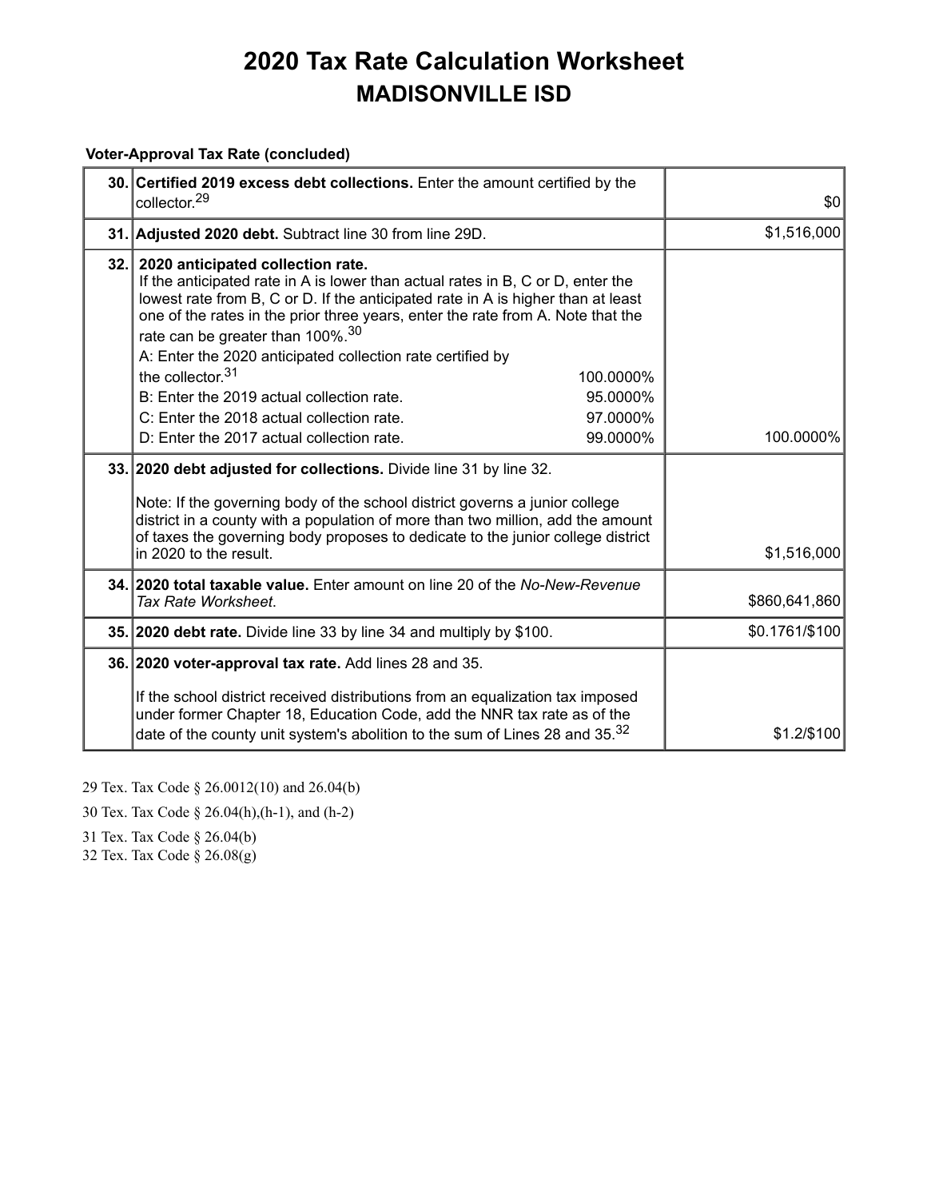# 2020 Tax Rate Calculation Worksheet
## MADISONVILLE ISD

**Voter-Approval Tax Rate (concluded)**

| | | |
|---|---|---|
| **30.** | **Certified 2019 excess debt collections.** Enter the amount certified by the collector.[29] | $0 |
| **31.** | **Adjusted 2020 debt.** Subtract line 30 from line 29D. | $1,516,000 |
| **32.** | **2020 anticipated collection rate.** If the anticipated rate in A is lower than actual rates in B, C or D, enter the lowest rate from B, C or D. If the anticipated rate in A is higher than at least one of the rates in the prior three years, enter the rate from A. Note that the rate can be greater than 100%.[30]<br>A: Enter the 2020 anticipated collection rate certified by the collector.[31] 100.0000%<br>B: Enter the 2019 actual collection rate. 95.0000%<br>C: Enter the 2018 actual collection rate. 97.0000%<br>D: Enter the 2017 actual collection rate. 99.0000% | 100.0000% |
| **33.** | **2020 debt adjusted for collections.** Divide line 31 by line 32.<br><br>Note: If the governing body of the school district governs a junior college district in a county with a population of more than two million, add the amount of taxes the governing body proposes to dedicate to the junior college district in 2020 to the result. | $1,516,000 |
| **34.** | **2020 total taxable value.** Enter amount on line 20 of the *No-New-Revenue Tax Rate Worksheet*. | $860,641,860 |
| **35.** | **2020 debt rate.** Divide line 33 by line 34 and multiply by $100. | $0.1761/$100 |
| **36.** | **2020 voter-approval tax rate.** Add lines 28 and 35.<br><br>If the school district received distributions from an equalization tax imposed under former Chapter 18, Education Code, add the NNR tax rate as of the date of the county unit system's abolition to the sum of Lines 28 and 35.[32] | $1.2/$100 |

29 Tex. Tax Code § 26.0012(10) and 26.04(b)

30 Tex. Tax Code § 26.04(h),(h-1), and (h-2)

31 Tex. Tax Code § 26.04(b)

32 Tex. Tax Code § 26.08(g)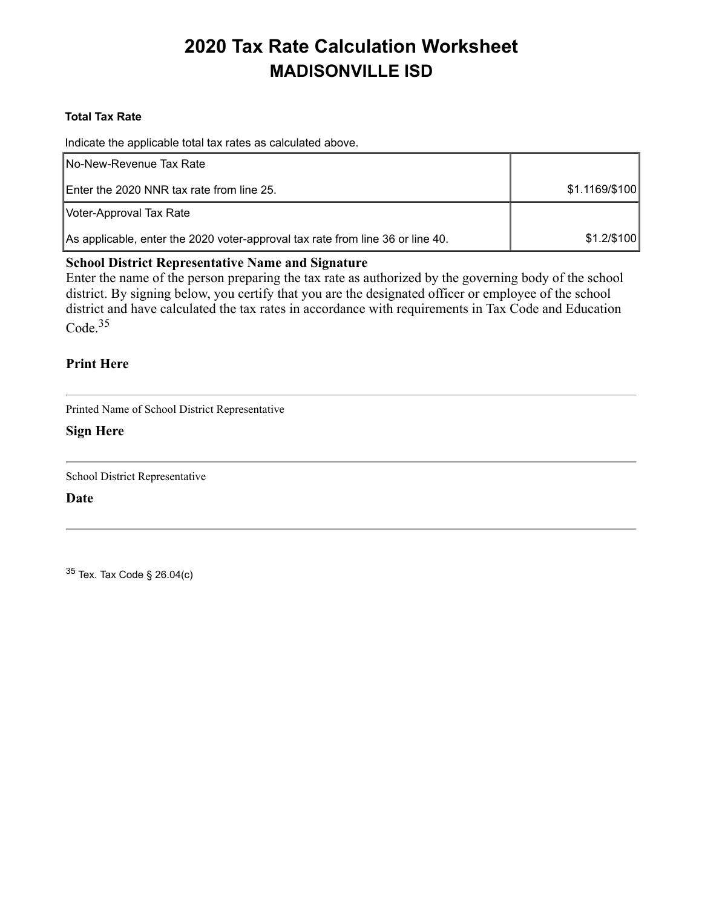# 2020 Tax Rate Calculation Worksheet
## MADISONVILLE ISD

**Total Tax Rate**

Indicate the applicable total tax rates as calculated above.

| | |
|---|---|
| No-New-Revenue Tax Rate<br><br>Enter the 2020 NNR tax rate from line 25. | $1.1169/$100 |
| Voter-Approval Tax Rate<br><br>As applicable, enter the 2020 voter-approval tax rate from line 36 or line 40. | $1.2/$100 |

**School District Representative Name and Signature**

Enter the name of the person preparing the tax rate as authorized by the governing body of the school district. By signing below, you certify that you are the designated officer or employee of the school district and have calculated the tax rates in accordance with requirements in Tax Code and Education Code.[35]

**Print Here**

---

Printed Name of School District Representative

**Sign Here**

---

School District Representative

**Date**

---

[35] Tex. Tax Code § 26.04(c)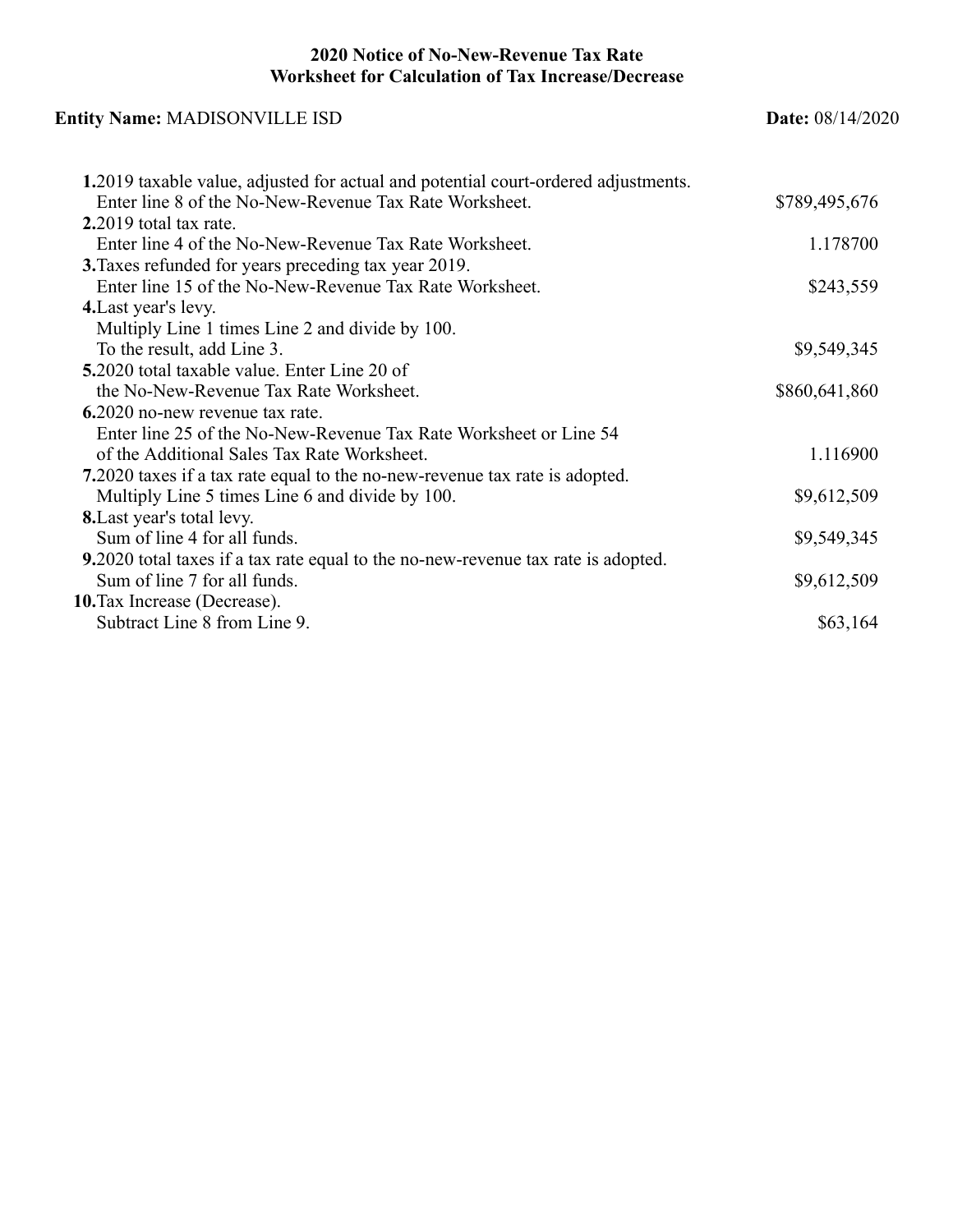**2020 Notice of No-New-Revenue Tax Rate**
**Worksheet for Calculation of Tax Increase/Decrease**

**Entity Name:** MADISONVILLE ISD **Date:** 08/14/2020

| | |
|---|---|
| **1.** 2019 taxable value, adjusted for actual and potential court-ordered adjustments. Enter line 8 of the No-New-Revenue Tax Rate Worksheet. | $789,495,676 |
| **2.** 2019 total tax rate. Enter line 4 of the No-New-Revenue Tax Rate Worksheet. | 1.178700 |
| **3.** Taxes refunded for years preceding tax year 2019. Enter line 15 of the No-New-Revenue Tax Rate Worksheet. | $243,559 |
| **4.** Last year's levy. Multiply Line 1 times Line 2 and divide by 100. To the result, add Line 3. | $9,549,345 |
| **5.** 2020 total taxable value. Enter Line 20 of the No-New-Revenue Tax Rate Worksheet. | $860,641,860 |
| **6.** 2020 no-new revenue tax rate. Enter line 25 of the No-New-Revenue Tax Rate Worksheet or Line 54 of the Additional Sales Tax Rate Worksheet. | 1.116900 |
| **7.** 2020 taxes if a tax rate equal to the no-new-revenue tax rate is adopted. Multiply Line 5 times Line 6 and divide by 100. | $9,612,509 |
| **8.** Last year's total levy. Sum of line 4 for all funds. | $9,549,345 |
| **9.** 2020 total taxes if a tax rate equal to the no-new-revenue tax rate is adopted. Sum of line 7 for all funds. | $9,612,509 |
| **10.** Tax Increase (Decrease). Subtract Line 8 from Line 9. | $63,164 |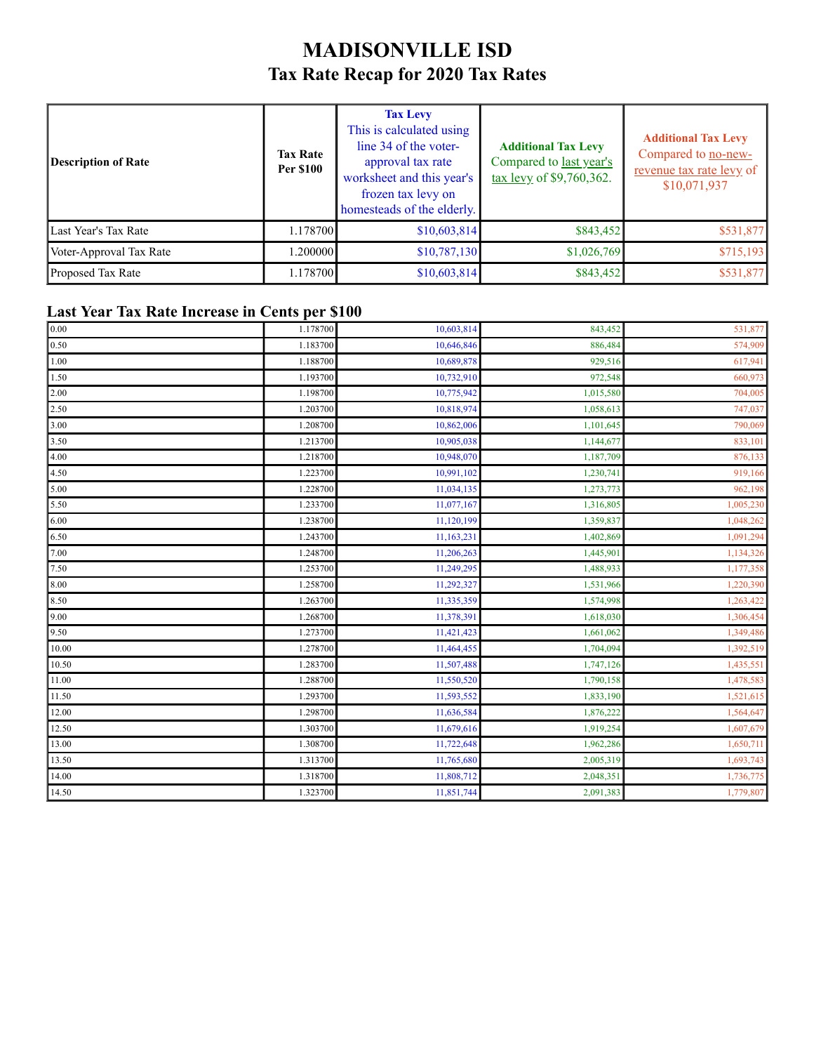# MADISONVILLE ISD

## Tax Rate Recap for 2020 Tax Rates

| Description of Rate | Tax Rate Per $100 | **Tax Levy** This is calculated using line 34 of the voter-approval tax rate worksheet and this year's frozen tax levy on homesteads of the elderly. | **Additional Tax Levy** Compared to last year's tax levy of $9,760,362. | **Additional Tax Levy** Compared to no-new-revenue tax rate levy of $10,071,937 |
|---|---|---|---|---|
| Last Year's Tax Rate | 1.178700 | $10,603,814 | $843,452 | $531,877 |
| Voter-Approval Tax Rate | 1.200000 | $10,787,130 | $1,026,769 | $715,193 |
| Proposed Tax Rate | 1.178700 | $10,603,814 | $843,452 | $531,877 |

## Last Year Tax Rate Increase in Cents per $100

| | | | | |
|---|---|---|---|---|
| 0.00 | 1.178700 | 10,603,814 | 843,452 | 531,877 |
| 0.50 | 1.183700 | 10,646,846 | 886,484 | 574,909 |
| 1.00 | 1.188700 | 10,689,878 | 929,516 | 617,941 |
| 1.50 | 1.193700 | 10,732,910 | 972,548 | 660,973 |
| 2.00 | 1.198700 | 10,775,942 | 1,015,580 | 704,005 |
| 2.50 | 1.203700 | 10,818,974 | 1,058,613 | 747,037 |
| 3.00 | 1.208700 | 10,862,006 | 1,101,645 | 790,069 |
| 3.50 | 1.213700 | 10,905,038 | 1,144,677 | 833,101 |
| 4.00 | 1.218700 | 10,948,070 | 1,187,709 | 876,133 |
| 4.50 | 1.223700 | 10,991,102 | 1,230,741 | 919,166 |
| 5.00 | 1.228700 | 11,034,135 | 1,273,773 | 962,198 |
| 5.50 | 1.233700 | 11,077,167 | 1,316,805 | 1,005,230 |
| 6.00 | 1.238700 | 11,120,199 | 1,359,837 | 1,048,262 |
| 6.50 | 1.243700 | 11,163,231 | 1,402,869 | 1,091,294 |
| 7.00 | 1.248700 | 11,206,263 | 1,445,901 | 1,134,326 |
| 7.50 | 1.253700 | 11,249,295 | 1,488,933 | 1,177,358 |
| 8.00 | 1.258700 | 11,292,327 | 1,531,966 | 1,220,390 |
| 8.50 | 1.263700 | 11,335,359 | 1,574,998 | 1,263,422 |
| 9.00 | 1.268700 | 11,378,391 | 1,618,030 | 1,306,454 |
| 9.50 | 1.273700 | 11,421,423 | 1,661,062 | 1,349,486 |
| 10.00 | 1.278700 | 11,464,455 | 1,704,094 | 1,392,519 |
| 10.50 | 1.283700 | 11,507,488 | 1,747,126 | 1,435,551 |
| 11.00 | 1.288700 | 11,550,520 | 1,790,158 | 1,478,583 |
| 11.50 | 1.293700 | 11,593,552 | 1,833,190 | 1,521,615 |
| 12.00 | 1.298700 | 11,636,584 | 1,876,222 | 1,564,647 |
| 12.50 | 1.303700 | 11,679,616 | 1,919,254 | 1,607,679 |
| 13.00 | 1.308700 | 11,722,648 | 1,962,286 | 1,650,711 |
| 13.50 | 1.313700 | 11,765,680 | 2,005,319 | 1,693,743 |
| 14.00 | 1.318700 | 11,808,712 | 2,048,351 | 1,736,775 |
| 14.50 | 1.323700 | 11,851,744 | 2,091,383 | 1,779,807 |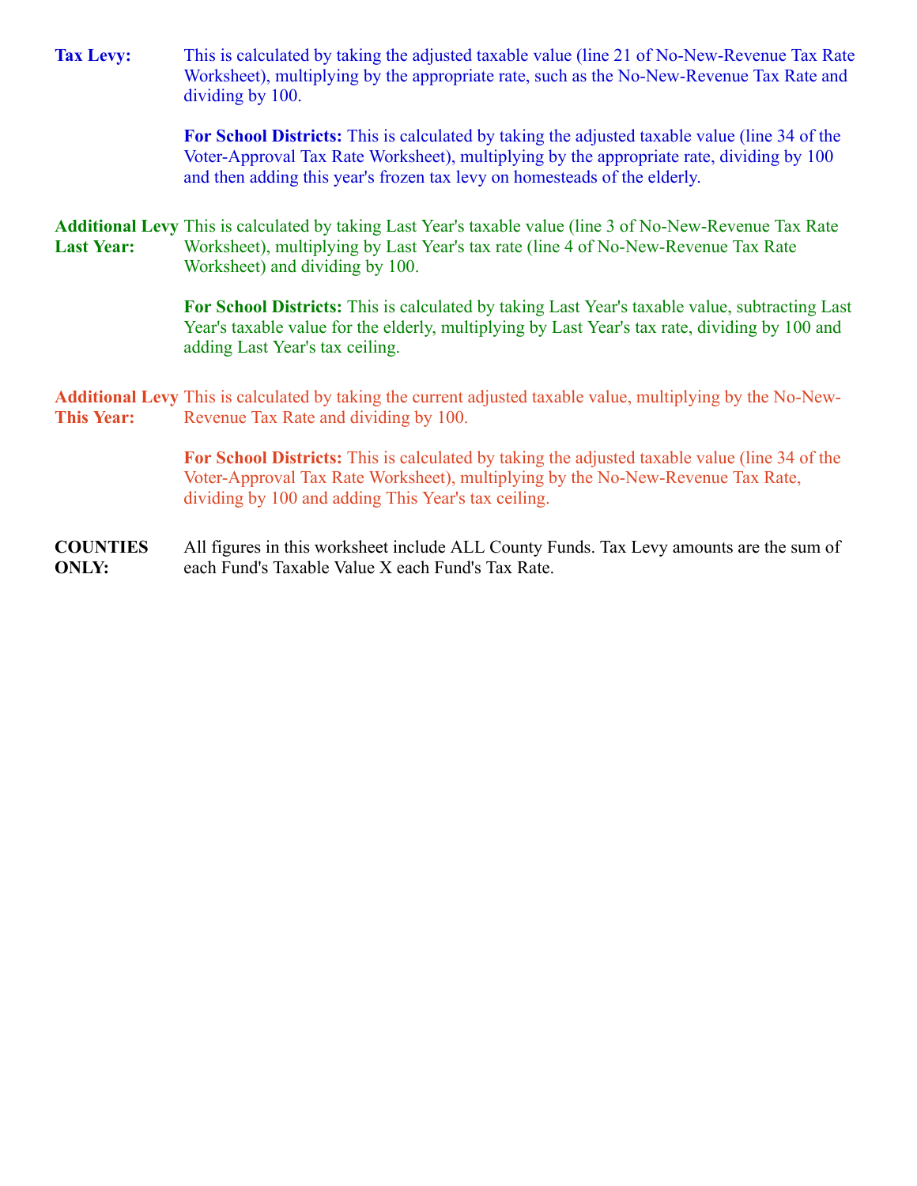**Tax Levy:** This is calculated by taking the adjusted taxable value (line 21 of No-New-Revenue Tax Rate Worksheet), multiplying by the appropriate rate, such as the No-New-Revenue Tax Rate and dividing by 100.

**For School Districts:** This is calculated by taking the adjusted taxable value (line 34 of the Voter-Approval Tax Rate Worksheet), multiplying by the appropriate rate, dividing by 100 and then adding this year's frozen tax levy on homesteads of the elderly.

**Additional Levy Last Year:** This is calculated by taking Last Year's taxable value (line 3 of No-New-Revenue Tax Rate Worksheet), multiplying by Last Year's tax rate (line 4 of No-New-Revenue Tax Rate Worksheet) and dividing by 100.

**For School Districts:** This is calculated by taking Last Year's taxable value, subtracting Last Year's taxable value for the elderly, multiplying by Last Year's tax rate, dividing by 100 and adding Last Year's tax ceiling.

**Additional Levy This Year:** This is calculated by taking the current adjusted taxable value, multiplying by the No-New-Revenue Tax Rate and dividing by 100.

**For School Districts:** This is calculated by taking the adjusted taxable value (line 34 of the Voter-Approval Tax Rate Worksheet), multiplying by the No-New-Revenue Tax Rate, dividing by 100 and adding This Year's tax ceiling.

**COUNTIES ONLY:** All figures in this worksheet include ALL County Funds. Tax Levy amounts are the sum of each Fund's Taxable Value X each Fund's Tax Rate.